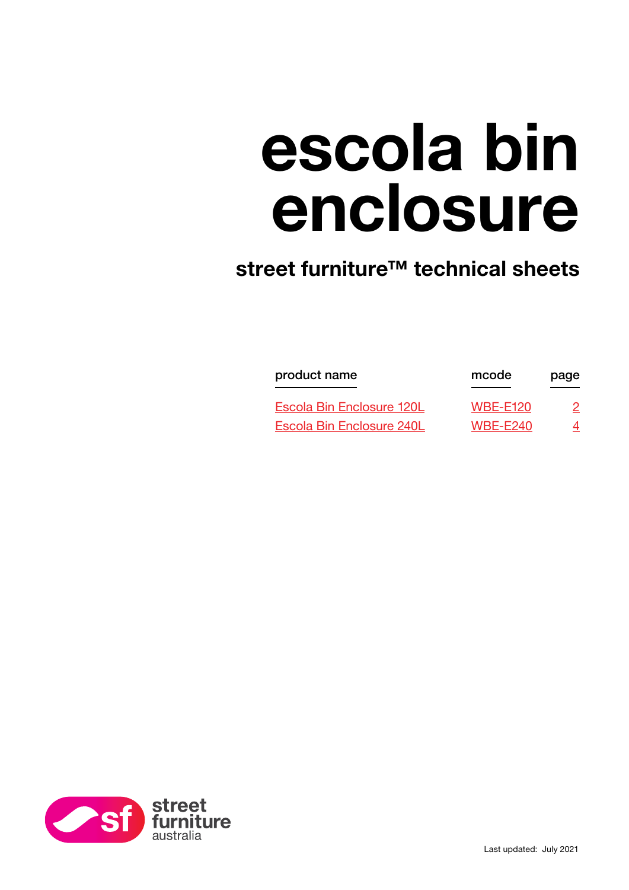# escola bin enclosure

## street furniture™ technical sheets

| product name | mcode | page |
| --- | --- | --- |
| Escola Bin Enclosure 120L | WBE-E120 | 2 |
| Escola Bin Enclosure 240L | WBE-E240 | 4 |

street furniture australia

Last updated: July 2021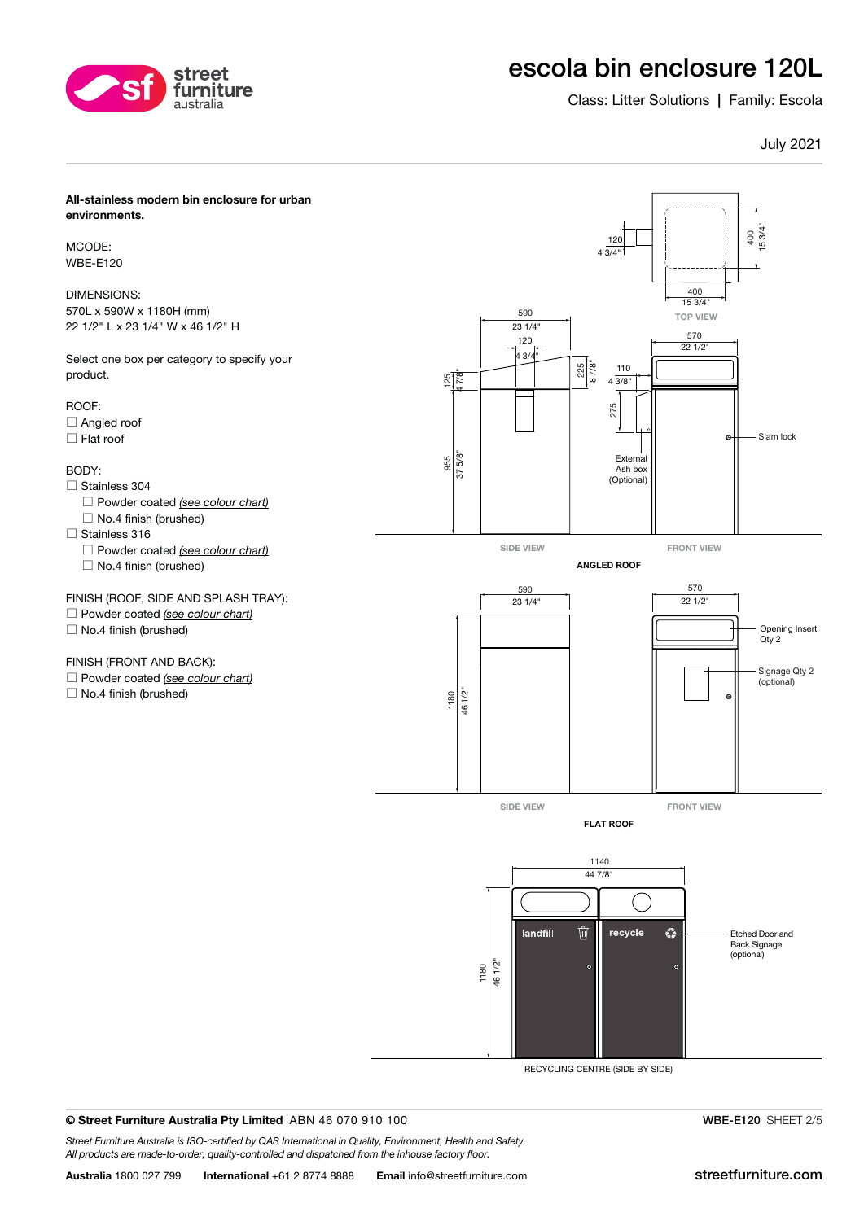# escola bin enclosure 120L

Class: Litter Solutions | Family: Escola

July 2021

**All-stainless modern bin enclosure for urban environments.**

MCODE:
WBE-E120

DIMENSIONS:
570L x 590W x 1180H (mm)
22 1/2" L x 23 1/4" W x 46 1/2" H

Select one box per category to specify your product.

ROOF:
- ☐ Angled roof
- ☐ Flat roof

BODY:
- ☐ Stainless 304
  - ☐ Powder coated *(see colour chart)*
  - ☐ No.4 finish (brushed)
- ☐ Stainless 316
  - ☐ Powder coated *(see colour chart)*
  - ☐ No.4 finish (brushed)

FINISH (ROOF, SIDE AND SPLASH TRAY):
- ☐ Powder coated *(see colour chart)*
- ☐ No.4 finish (brushed)

FINISH (FRONT AND BACK):
- ☐ Powder coated *(see colour chart)*
- ☐ No.4 finish (brushed)

TOP VIEW: 120 / 4 3/4"; 400 / 15 3/4"; 400 / 15 3/4"

ANGLED ROOF — SIDE VIEW: 590 / 23 1/4"; 120 / 4 3/4"; 125 / 4 7/8"; 225 / 8 7/8"; 955 / 37 5/8"
FRONT VIEW: 570 / 22 1/2"; 110 / 4 3/8"; 275; External Ash box (Optional); Slam lock

FLAT ROOF — SIDE VIEW: 590 / 23 1/4"; 1180 / 46 1/2"
FRONT VIEW: 570 / 22 1/2"; Opening Insert Qty 2; Signage Qty 2 (optional)

RECYCLING CENTRE (SIDE BY SIDE): 1140 / 44 7/8"; 1180 / 46 1/2"; landfill; recycle; Etched Door and Back Signage (optional)

**© Street Furniture Australia Pty Limited** ABN 46 070 910 100

**WBE-E120** SHEET 2/5

*Street Furniture Australia is ISO-certified by QAS International in Quality, Environment, Health and Safety. All products are made-to-order, quality-controlled and dispatched from the inhouse factory floor.*

**Australia** 1800 027 799 **International** +61 2 8774 8888 **Email** info@streetfurniture.com

streetfurniture.com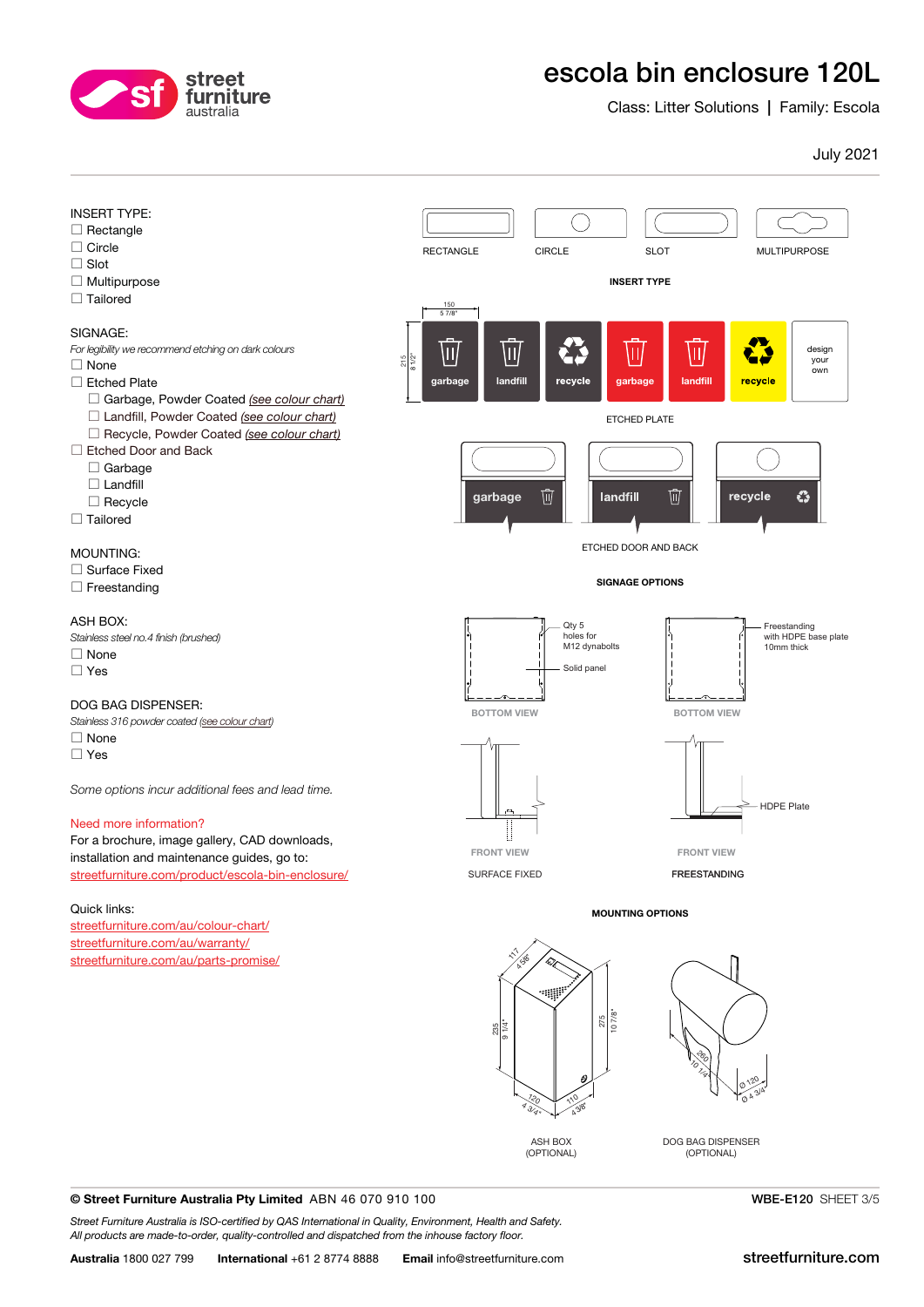# escola bin enclosure 120L

Class: Litter Solutions | Family: Escola

July 2021

INSERT TYPE:

- ☐ Rectangle
- ☐ Circle
- ☐ Slot
- ☐ Multipurpose
- ☐ Tailored

SIGNAGE:

*For legibility we recommend etching on dark colours*

- ☐ None
- ☐ Etched Plate
  - ☐ Garbage, Powder Coated *(see colour chart)*
  - ☐ Landfill, Powder Coated *(see colour chart)*
  - ☐ Recycle, Powder Coated *(see colour chart)*
- ☐ Etched Door and Back
  - ☐ Garbage
  - ☐ Landfill
  - ☐ Recycle
- ☐ Tailored

MOUNTING:

- ☐ Surface Fixed
- ☐ Freestanding

ASH BOX:

*Stainless steel no.4 finish (brushed)*

- ☐ None
- ☐ Yes

DOG BAG DISPENSER:

*Stainless 316 powder coated (see colour chart)*

- ☐ None
- ☐ Yes

*Some options incur additional fees and lead time.*

Need more information?

For a brochure, image gallery, CAD downloads, installation and maintenance guides, go to:
streetfurniture.com/product/escola-bin-enclosure/

Quick links:
streetfurniture.com/au/colour-chart/
streetfurniture.com/au/warranty/
streetfurniture.com/au/parts-promise/

RECTANGLE CIRCLE SLOT MULTIPURPOSE

**INSERT TYPE**

150 / 5 7/8" — 215 / 8 1/2"

garbage landfill recycle garbage landfill recycle design your own

ETCHED PLATE

garbage landfill recycle

ETCHED DOOR AND BACK

**SIGNAGE OPTIONS**

Qty 5 holes for M12 dynabolts

Solid panel

BOTTOM VIEW

Freestanding with HDPE base plate 10mm thick

BOTTOM VIEW

FRONT VIEW

SURFACE FIXED

HDPE Plate

FRONT VIEW

FREESTANDING

**MOUNTING OPTIONS**

117 / 4 5/8" — 235 / 9 1/4" — 275 / 10 7/8" — 120 / 4 3/4" — 110 / 4 3/8"

ASH BOX (OPTIONAL)

260 / 10 1/4" — Ø 120 / Ø 4 3/4"

DOG BAG DISPENSER (OPTIONAL)

**© Street Furniture Australia Pty Limited** ABN 46 070 910 100

**WBE-E120** SHEET 3/5

*Street Furniture Australia is ISO-certified by QAS International in Quality, Environment, Health and Safety. All products are made-to-order, quality-controlled and dispatched from the inhouse factory floor.*

**Australia** 1800 027 799 **International** +61 2 8774 8888 **Email** info@streetfurniture.com

streetfurniture.com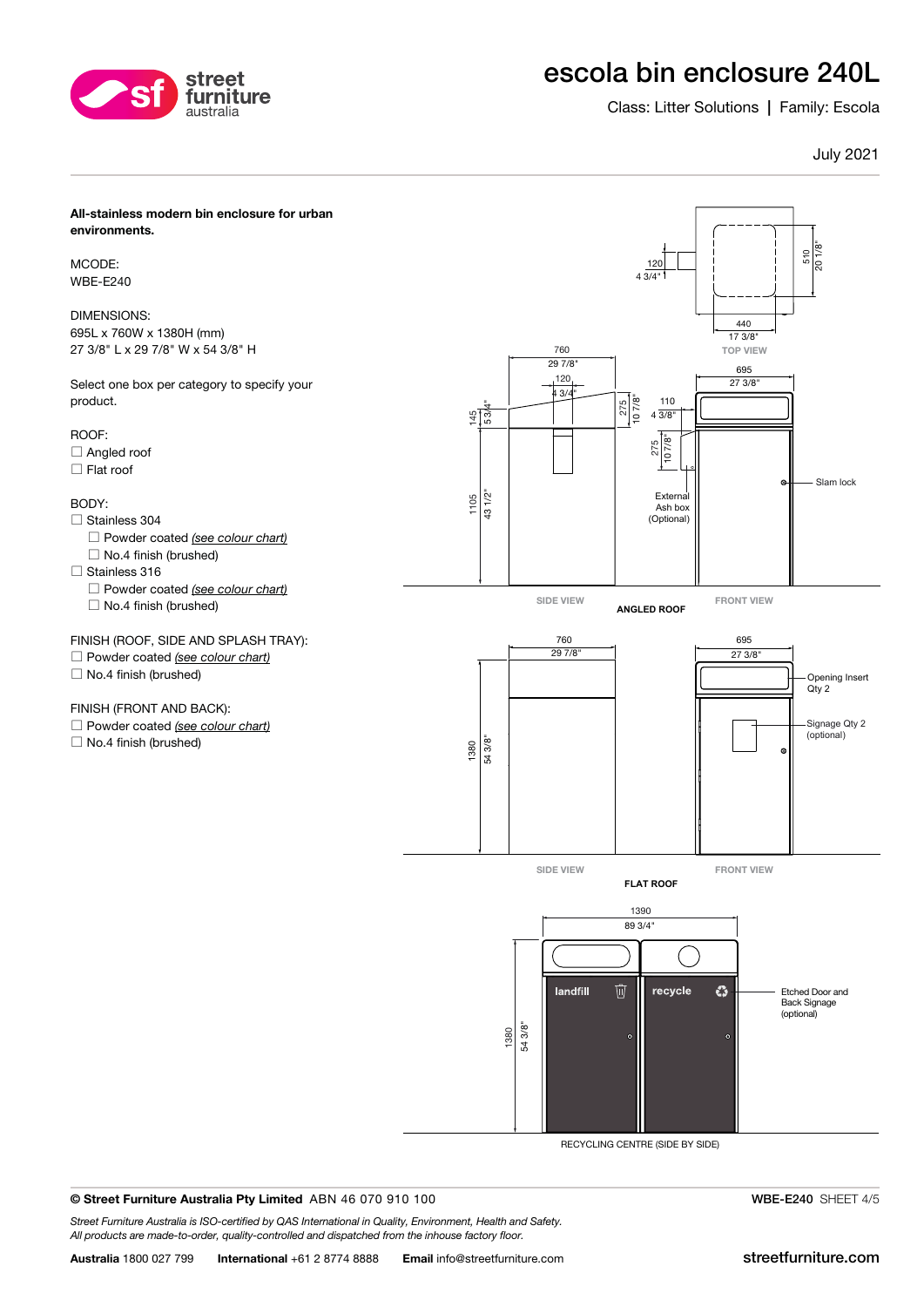# escola bin enclosure 240L

Class: Litter Solutions | Family: Escola

July 2021

**All-stainless modern bin enclosure for urban environments.**

MCODE:
WBE-E240

DIMENSIONS:
695L x 760W x 1380H (mm)
27 3/8" L x 29 7/8" W x 54 3/8" H

Select one box per category to specify your product.

ROOF:
- ☐ Angled roof
- ☐ Flat roof

BODY:
- ☐ Stainless 304
  - ☐ Powder coated *(see colour chart)*
  - ☐ No.4 finish (brushed)
- ☐ Stainless 316
  - ☐ Powder coated *(see colour chart)*
  - ☐ No.4 finish (brushed)

FINISH (ROOF, SIDE AND SPLASH TRAY):
- ☐ Powder coated *(see colour chart)*
- ☐ No.4 finish (brushed)

FINISH (FRONT AND BACK):
- ☐ Powder coated *(see colour chart)*
- ☐ No.4 finish (brushed)

TOP VIEW: 120 / 4 3/4"; 440 / 17 3/8"; 510 / 20 1/8"

SIDE VIEW: 760 / 29 7/8"; 120 / 4 3/4"; 145 / 5 3/4"; 1105 / 43 1/2"; 275 / 10 7/8"

FRONT VIEW: 695 / 27 3/8"; 110 / 4 3/8"; 275 / 10 7/8"; External Ash box (Optional); Slam lock

**ANGLED ROOF**

SIDE VIEW: 760 / 29 7/8"; 1380 / 54 3/8"

FRONT VIEW: 695 / 27 3/8"; Opening Insert Qty 2; Signage Qty 2 (optional)

**FLAT ROOF**

1390 / 89 3/4"; 1380 / 54 3/8"; landfill; recycle; Etched Door and Back Signage (optional)

RECYCLING CENTRE (SIDE BY SIDE)

**© Street Furniture Australia Pty Limited** ABN 46 070 910 100

**WBE-E240** SHEET 4/5

*Street Furniture Australia is ISO-certified by QAS International in Quality, Environment, Health and Safety.*
*All products are made-to-order, quality-controlled and dispatched from the inhouse factory floor.*

**Australia** 1800 027 799 **International** +61 2 8774 8888 **Email** info@streetfurniture.com

streetfurniture.com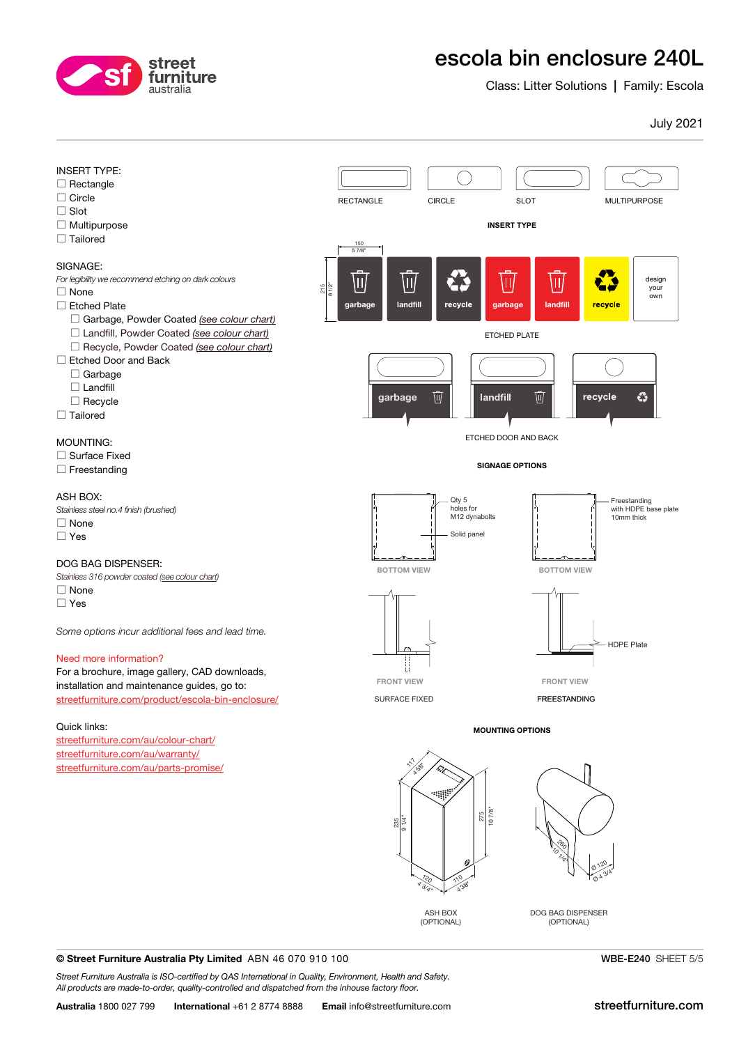# escola bin enclosure 240L

Class: Litter Solutions | Family: Escola

July 2021

INSERT TYPE:
- ☐ Rectangle
- ☐ Circle
- ☐ Slot
- ☐ Multipurpose
- ☐ Tailored

SIGNAGE:

*For legibility we recommend etching on dark colours*

- ☐ None
- ☐ Etched Plate
  - ☐ Garbage, Powder Coated *(see colour chart)*
  - ☐ Landfill, Powder Coated *(see colour chart)*
  - ☐ Recycle, Powder Coated *(see colour chart)*
- ☐ Etched Door and Back
  - ☐ Garbage
  - ☐ Landfill
  - ☐ Recycle
- ☐ Tailored

MOUNTING:
- ☐ Surface Fixed
- ☐ Freestanding

ASH BOX:

*Stainless steel no.4 finish (brushed)*

- ☐ None
- ☐ Yes

DOG BAG DISPENSER:

*Stainless 316 powder coated (see colour chart)*

- ☐ None
- ☐ Yes

*Some options incur additional fees and lead time.*

Need more information?

For a brochure, image gallery, CAD downloads, installation and maintenance guides, go to:
streetfurniture.com/product/escola-bin-enclosure/

Quick links:
streetfurniture.com/au/colour-chart/
streetfurniture.com/au/warranty/
streetfurniture.com/au/parts-promise/

RECTANGLE
CIRCLE
SLOT
MULTIPURPOSE

**INSERT TYPE**

150
5 7/8"
215
8 1/2"
garbage
landfill
recycle
garbage
landfill
recycle
design your own

ETCHED PLATE

garbage
landfill
recycle

ETCHED DOOR AND BACK

**SIGNAGE OPTIONS**

Qty 5 holes for M12 dynabolts
Solid panel
BOTTOM VIEW
Freestanding with HDPE base plate 10mm thick
BOTTOM VIEW
FRONT VIEW
SURFACE FIXED
HDPE Plate
FRONT VIEW
FREESTANDING

**MOUNTING OPTIONS**

117
4 5/8"
235
9 1/4"
275
10 7/8"
120
4 3/4"
110
4 3/8"
ASH BOX (OPTIONAL)

260
10 1/4"
Ø 120
Ø 4 3/4"
DOG BAG DISPENSER (OPTIONAL)

**© Street Furniture Australia Pty Limited** ABN 46 070 910 100

**WBE-E240** SHEET 5/5

*Street Furniture Australia is ISO-certified by QAS International in Quality, Environment, Health and Safety. All products are made-to-order, quality-controlled and dispatched from the inhouse factory floor.*

**Australia** 1800 027 799 **International** +61 2 8774 8888 **Email** info@streetfurniture.com

streetfurniture.com